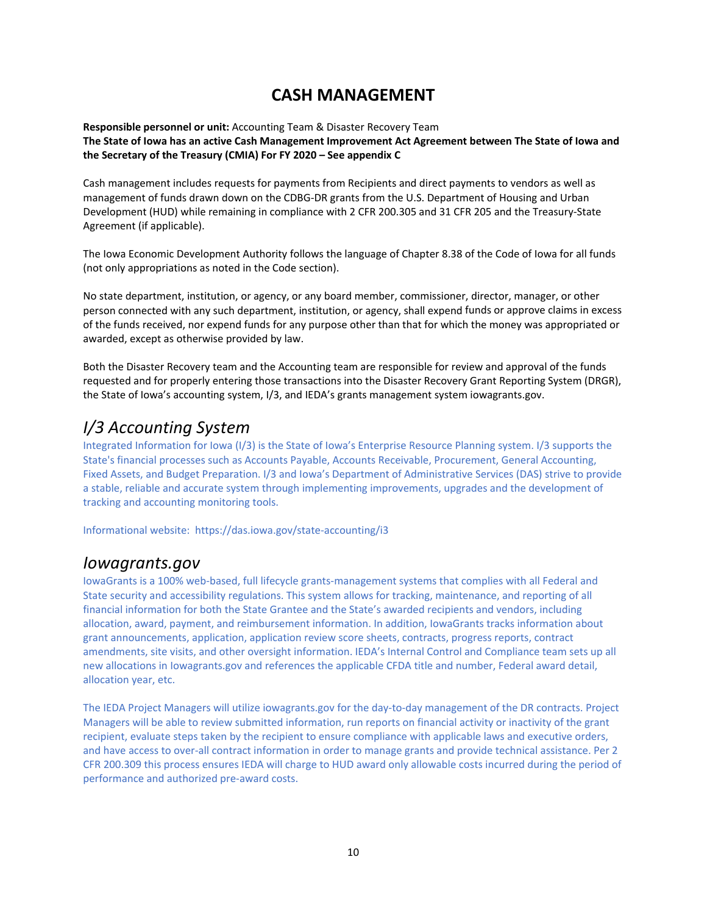# CASH MANAGEMENT

**Responsible personnel or unit:** Accounting Team & Disaster Recovery Team
**The State of Iowa has an active Cash Management Improvement Act Agreement between The State of Iowa and the Secretary of the Treasury (CMIA) For FY 2020 – See appendix C**

Cash management includes requests for payments from Recipients and direct payments to vendors as well as management of funds drawn down on the CDBG-DR grants from the U.S. Department of Housing and Urban Development (HUD) while remaining in compliance with 2 CFR 200.305 and 31 CFR 205 and the Treasury-State Agreement (if applicable).

The Iowa Economic Development Authority follows the language of Chapter 8.38 of the Code of Iowa for all funds (not only appropriations as noted in the Code section).

No state department, institution, or agency, or any board member, commissioner, director, manager, or other person connected with any such department, institution, or agency, shall expend funds or approve claims in excess of the funds received, nor expend funds for any purpose other than that for which the money was appropriated or awarded, except as otherwise provided by law.

Both the Disaster Recovery team and the Accounting team are responsible for review and approval of the funds requested and for properly entering those transactions into the Disaster Recovery Grant Reporting System (DRGR), the State of Iowa's accounting system, I/3, and IEDA's grants management system iowagrants.gov.

## *I/3 Accounting System*

Integrated Information for Iowa (I/3) is the State of Iowa's Enterprise Resource Planning system. I/3 supports the State's financial processes such as Accounts Payable, Accounts Receivable, Procurement, General Accounting, Fixed Assets, and Budget Preparation. I/3 and Iowa's Department of Administrative Services (DAS) strive to provide a stable, reliable and accurate system through implementing improvements, upgrades and the development of tracking and accounting monitoring tools.

Informational website: https://das.iowa.gov/state-accounting/i3

## *Iowagrants.gov*

IowaGrants is a 100% web-based, full lifecycle grants-management systems that complies with all Federal and State security and accessibility regulations. This system allows for tracking, maintenance, and reporting of all financial information for both the State Grantee and the State's awarded recipients and vendors, including allocation, award, payment, and reimbursement information. In addition, IowaGrants tracks information about grant announcements, application, application review score sheets, contracts, progress reports, contract amendments, site visits, and other oversight information. IEDA's Internal Control and Compliance team sets up all new allocations in Iowagrants.gov and references the applicable CFDA title and number, Federal award detail, allocation year, etc.

The IEDA Project Managers will utilize iowagrants.gov for the day-to-day management of the DR contracts. Project Managers will be able to review submitted information, run reports on financial activity or inactivity of the grant recipient, evaluate steps taken by the recipient to ensure compliance with applicable laws and executive orders, and have access to over-all contract information in order to manage grants and provide technical assistance. Per 2 CFR 200.309 this process ensures IEDA will charge to HUD award only allowable costs incurred during the period of performance and authorized pre-award costs.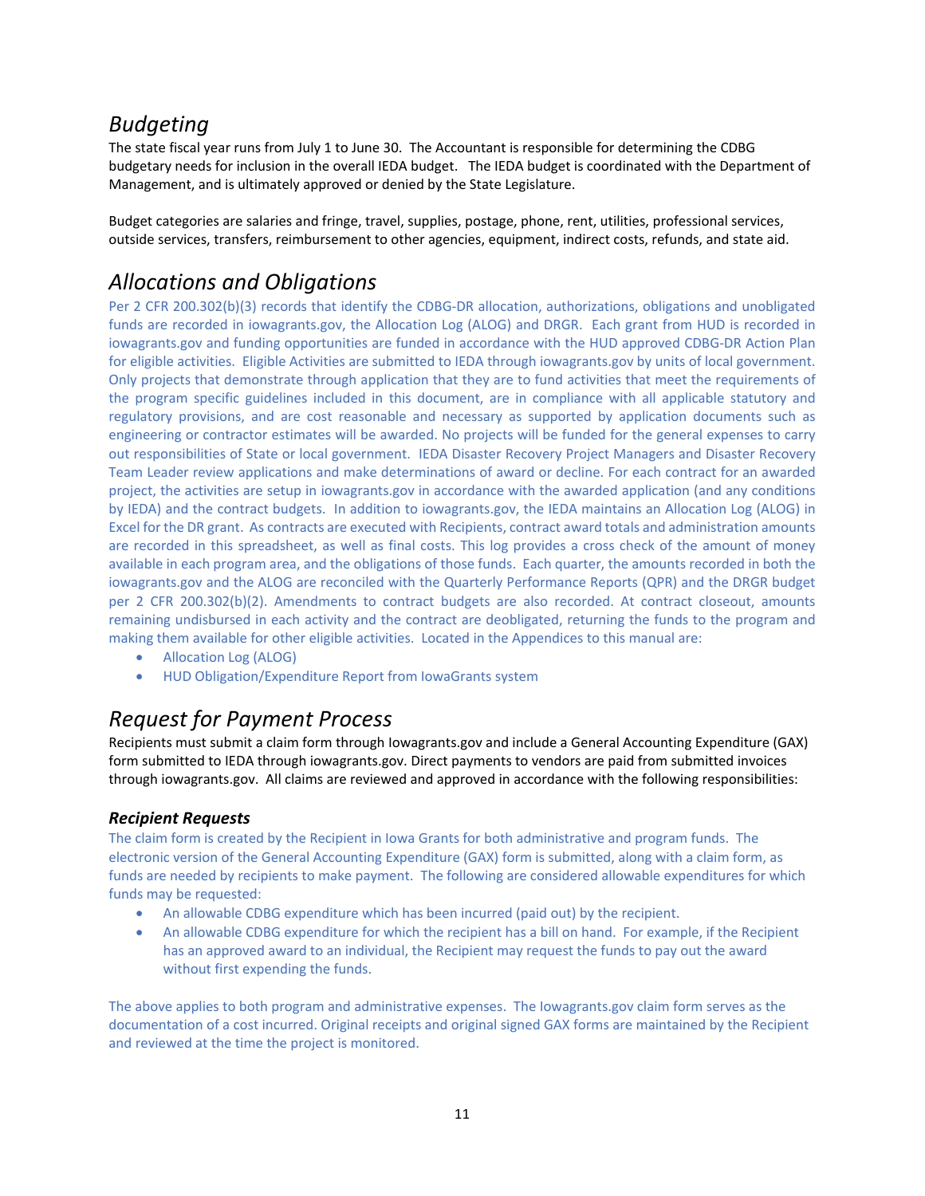## Budgeting

The state fiscal year runs from July 1 to June 30. The Accountant is responsible for determining the CDBG budgetary needs for inclusion in the overall IEDA budget. The IEDA budget is coordinated with the Department of Management, and is ultimately approved or denied by the State Legislature.

Budget categories are salaries and fringe, travel, supplies, postage, phone, rent, utilities, professional services, outside services, transfers, reimbursement to other agencies, equipment, indirect costs, refunds, and state aid.

## Allocations and Obligations

Per 2 CFR 200.302(b)(3) records that identify the CDBG-DR allocation, authorizations, obligations and unobligated funds are recorded in iowagrants.gov, the Allocation Log (ALOG) and DRGR. Each grant from HUD is recorded in iowagrants.gov and funding opportunities are funded in accordance with the HUD approved CDBG-DR Action Plan for eligible activities. Eligible Activities are submitted to IEDA through iowagrants.gov by units of local government. Only projects that demonstrate through application that they are to fund activities that meet the requirements of the program specific guidelines included in this document, are in compliance with all applicable statutory and regulatory provisions, and are cost reasonable and necessary as supported by application documents such as engineering or contractor estimates will be awarded. No projects will be funded for the general expenses to carry out responsibilities of State or local government. IEDA Disaster Recovery Project Managers and Disaster Recovery Team Leader review applications and make determinations of award or decline. For each contract for an awarded project, the activities are setup in iowagrants.gov in accordance with the awarded application (and any conditions by IEDA) and the contract budgets. In addition to iowagrants.gov, the IEDA maintains an Allocation Log (ALOG) in Excel for the DR grant. As contracts are executed with Recipients, contract award totals and administration amounts are recorded in this spreadsheet, as well as final costs. This log provides a cross check of the amount of money available in each program area, and the obligations of those funds. Each quarter, the amounts recorded in both the iowagrants.gov and the ALOG are reconciled with the Quarterly Performance Reports (QPR) and the DRGR budget per 2 CFR 200.302(b)(2). Amendments to contract budgets are also recorded. At contract closeout, amounts remaining undisbursed in each activity and the contract are deobligated, returning the funds to the program and making them available for other eligible activities. Located in the Appendices to this manual are:

- Allocation Log (ALOG)
- HUD Obligation/Expenditure Report from IowaGrants system

## Request for Payment Process

Recipients must submit a claim form through Iowagrants.gov and include a General Accounting Expenditure (GAX) form submitted to IEDA through iowagrants.gov. Direct payments to vendors are paid from submitted invoices through iowagrants.gov. All claims are reviewed and approved in accordance with the following responsibilities:

### *Recipient Requests*

The claim form is created by the Recipient in Iowa Grants for both administrative and program funds. The electronic version of the General Accounting Expenditure (GAX) form is submitted, along with a claim form, as funds are needed by recipients to make payment. The following are considered allowable expenditures for which funds may be requested:

- An allowable CDBG expenditure which has been incurred (paid out) by the recipient.
- An allowable CDBG expenditure for which the recipient has a bill on hand. For example, if the Recipient has an approved award to an individual, the Recipient may request the funds to pay out the award without first expending the funds.

The above applies to both program and administrative expenses. The Iowagrants.gov claim form serves as the documentation of a cost incurred. Original receipts and original signed GAX forms are maintained by the Recipient and reviewed at the time the project is monitored.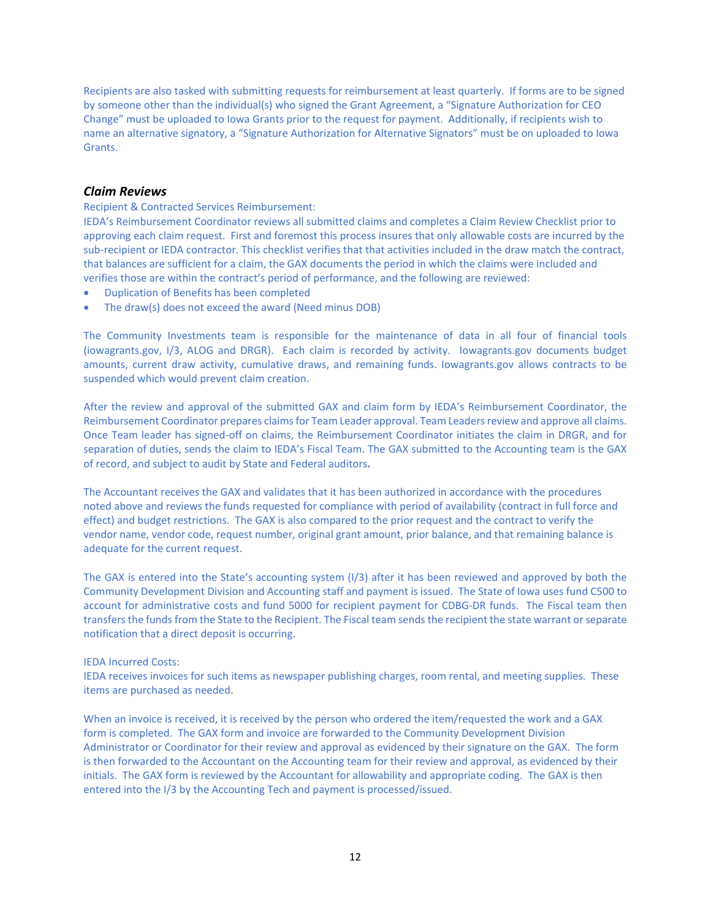Recipients are also tasked with submitting requests for reimbursement at least quarterly. If forms are to be signed by someone other than the individual(s) who signed the Grant Agreement, a "Signature Authorization for CEO Change" must be uploaded to Iowa Grants prior to the request for payment. Additionally, if recipients wish to name an alternative signatory, a "Signature Authorization for Alternative Signators" must be on uploaded to Iowa Grants.

### *Claim Reviews*

Recipient & Contracted Services Reimbursement:

IEDA's Reimbursement Coordinator reviews all submitted claims and completes a Claim Review Checklist prior to approving each claim request. First and foremost this process insures that only allowable costs are incurred by the sub-recipient or IEDA contractor. This checklist verifies that that activities included in the draw match the contract, that balances are sufficient for a claim, the GAX documents the period in which the claims were included and verifies those are within the contract's period of performance, and the following are reviewed:

- Duplication of Benefits has been completed
- The draw(s) does not exceed the award (Need minus DOB)

The Community Investments team is responsible for the maintenance of data in all four of financial tools (iowagrants.gov, I/3, ALOG and DRGR). Each claim is recorded by activity. Iowagrants.gov documents budget amounts, current draw activity, cumulative draws, and remaining funds. Iowagrants.gov allows contracts to be suspended which would prevent claim creation.

After the review and approval of the submitted GAX and claim form by IEDA's Reimbursement Coordinator, the Reimbursement Coordinator prepares claims for Team Leader approval. Team Leaders review and approve all claims. Once Team leader has signed-off on claims, the Reimbursement Coordinator initiates the claim in DRGR, and for separation of duties, sends the claim to IEDA's Fiscal Team. The GAX submitted to the Accounting team is the GAX of record, and subject to audit by State and Federal auditors.

The Accountant receives the GAX and validates that it has been authorized in accordance with the procedures noted above and reviews the funds requested for compliance with period of availability (contract in full force and effect) and budget restrictions. The GAX is also compared to the prior request and the contract to verify the vendor name, vendor code, request number, original grant amount, prior balance, and that remaining balance is adequate for the current request.

The GAX is entered into the State's accounting system (I/3) after it has been reviewed and approved by both the Community Development Division and Accounting staff and payment is issued. The State of Iowa uses fund C500 to account for administrative costs and fund 5000 for recipient payment for CDBG-DR funds. The Fiscal team then transfers the funds from the State to the Recipient. The Fiscal team sends the recipient the state warrant or separate notification that a direct deposit is occurring.

IEDA Incurred Costs:

IEDA receives invoices for such items as newspaper publishing charges, room rental, and meeting supplies. These items are purchased as needed.

When an invoice is received, it is received by the person who ordered the item/requested the work and a GAX form is completed. The GAX form and invoice are forwarded to the Community Development Division Administrator or Coordinator for their review and approval as evidenced by their signature on the GAX. The form is then forwarded to the Accountant on the Accounting team for their review and approval, as evidenced by their initials. The GAX form is reviewed by the Accountant for allowability and appropriate coding. The GAX is then entered into the I/3 by the Accounting Tech and payment is processed/issued.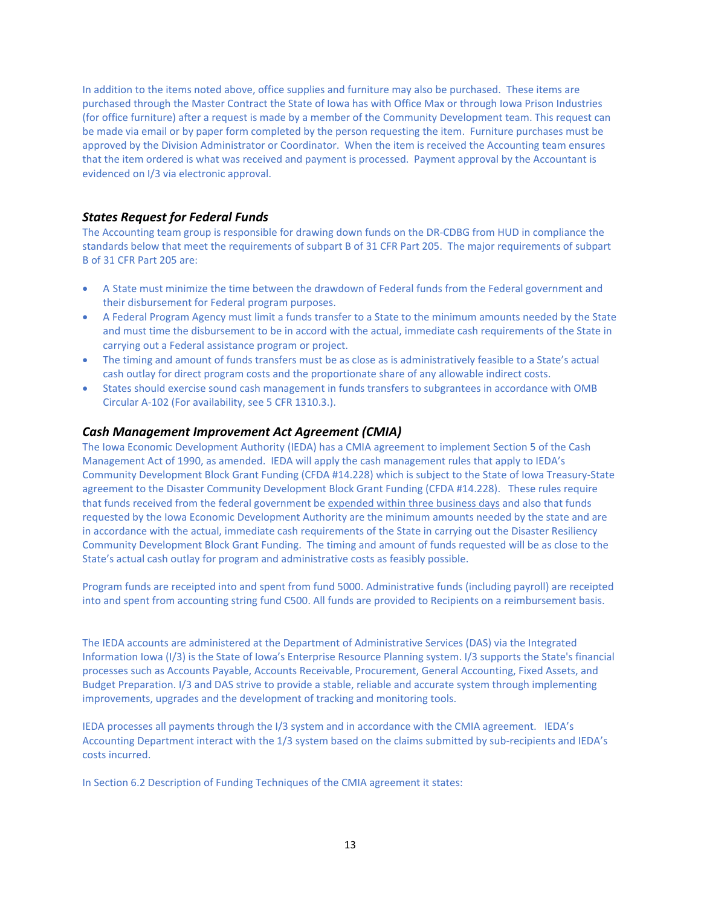In addition to the items noted above, office supplies and furniture may also be purchased. These items are purchased through the Master Contract the State of Iowa has with Office Max or through Iowa Prison Industries (for office furniture) after a request is made by a member of the Community Development team. This request can be made via email or by paper form completed by the person requesting the item. Furniture purchases must be approved by the Division Administrator or Coordinator. When the item is received the Accounting team ensures that the item ordered is what was received and payment is processed. Payment approval by the Accountant is evidenced on I/3 via electronic approval.

### *States Request for Federal Funds*

The Accounting team group is responsible for drawing down funds on the DR-CDBG from HUD in compliance the standards below that meet the requirements of subpart B of 31 CFR Part 205. The major requirements of subpart B of 31 CFR Part 205 are:

- A State must minimize the time between the drawdown of Federal funds from the Federal government and their disbursement for Federal program purposes.
- A Federal Program Agency must limit a funds transfer to a State to the minimum amounts needed by the State and must time the disbursement to be in accord with the actual, immediate cash requirements of the State in carrying out a Federal assistance program or project.
- The timing and amount of funds transfers must be as close as is administratively feasible to a State's actual cash outlay for direct program costs and the proportionate share of any allowable indirect costs.
- States should exercise sound cash management in funds transfers to subgrantees in accordance with OMB Circular A-102 (For availability, see 5 CFR 1310.3.).

### *Cash Management Improvement Act Agreement (CMIA)*

The Iowa Economic Development Authority (IEDA) has a CMIA agreement to implement Section 5 of the Cash Management Act of 1990, as amended. IEDA will apply the cash management rules that apply to IEDA's Community Development Block Grant Funding (CFDA #14.228) which is subject to the State of Iowa Treasury-State agreement to the Disaster Community Development Block Grant Funding (CFDA #14.228). These rules require that funds received from the federal government be <u>expended within three business days</u> and also that funds requested by the Iowa Economic Development Authority are the minimum amounts needed by the state and are in accordance with the actual, immediate cash requirements of the State in carrying out the Disaster Resiliency Community Development Block Grant Funding. The timing and amount of funds requested will be as close to the State's actual cash outlay for program and administrative costs as feasibly possible.

Program funds are receipted into and spent from fund 5000. Administrative funds (including payroll) are receipted into and spent from accounting string fund C500. All funds are provided to Recipients on a reimbursement basis.

The IEDA accounts are administered at the Department of Administrative Services (DAS) via the Integrated Information Iowa (I/3) is the State of Iowa's Enterprise Resource Planning system. I/3 supports the State's financial processes such as Accounts Payable, Accounts Receivable, Procurement, General Accounting, Fixed Assets, and Budget Preparation. I/3 and DAS strive to provide a stable, reliable and accurate system through implementing improvements, upgrades and the development of tracking and monitoring tools.

IEDA processes all payments through the I/3 system and in accordance with the CMIA agreement. IEDA's Accounting Department interact with the 1/3 system based on the claims submitted by sub-recipients and IEDA's costs incurred.

In Section 6.2 Description of Funding Techniques of the CMIA agreement it states: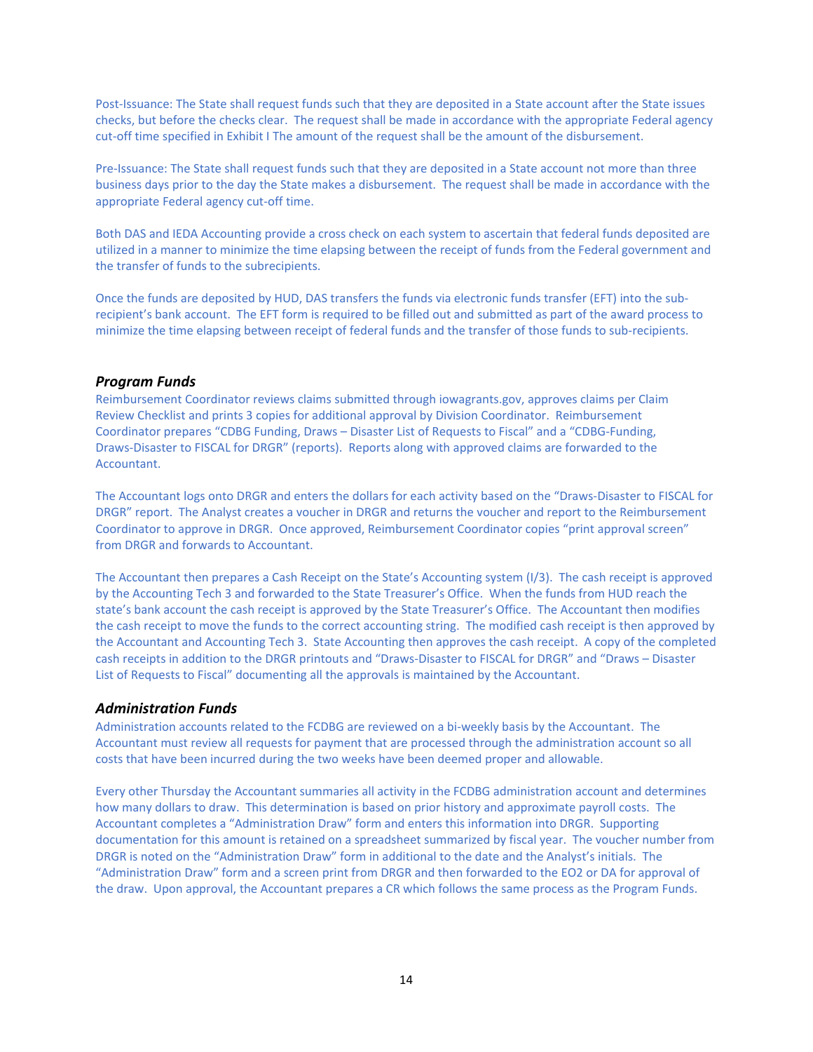Post-Issuance: The State shall request funds such that they are deposited in a State account after the State issues checks, but before the checks clear. The request shall be made in accordance with the appropriate Federal agency cut-off time specified in Exhibit I The amount of the request shall be the amount of the disbursement.

Pre-Issuance: The State shall request funds such that they are deposited in a State account not more than three business days prior to the day the State makes a disbursement. The request shall be made in accordance with the appropriate Federal agency cut-off time.

Both DAS and IEDA Accounting provide a cross check on each system to ascertain that federal funds deposited are utilized in a manner to minimize the time elapsing between the receipt of funds from the Federal government and the transfer of funds to the subrecipients.

Once the funds are deposited by HUD, DAS transfers the funds via electronic funds transfer (EFT) into the sub-recipient's bank account. The EFT form is required to be filled out and submitted as part of the award process to minimize the time elapsing between receipt of federal funds and the transfer of those funds to sub-recipients.

### *Program Funds*

Reimbursement Coordinator reviews claims submitted through iowagrants.gov, approves claims per Claim Review Checklist and prints 3 copies for additional approval by Division Coordinator. Reimbursement Coordinator prepares "CDBG Funding, Draws – Disaster List of Requests to Fiscal" and a "CDBG-Funding, Draws-Disaster to FISCAL for DRGR" (reports). Reports along with approved claims are forwarded to the Accountant.

The Accountant logs onto DRGR and enters the dollars for each activity based on the "Draws-Disaster to FISCAL for DRGR" report. The Analyst creates a voucher in DRGR and returns the voucher and report to the Reimbursement Coordinator to approve in DRGR. Once approved, Reimbursement Coordinator copies "print approval screen" from DRGR and forwards to Accountant.

The Accountant then prepares a Cash Receipt on the State's Accounting system (I/3). The cash receipt is approved by the Accounting Tech 3 and forwarded to the State Treasurer's Office. When the funds from HUD reach the state's bank account the cash receipt is approved by the State Treasurer's Office. The Accountant then modifies the cash receipt to move the funds to the correct accounting string. The modified cash receipt is then approved by the Accountant and Accounting Tech 3. State Accounting then approves the cash receipt. A copy of the completed cash receipts in addition to the DRGR printouts and "Draws-Disaster to FISCAL for DRGR" and "Draws – Disaster List of Requests to Fiscal" documenting all the approvals is maintained by the Accountant.

### *Administration Funds*

Administration accounts related to the FCDBG are reviewed on a bi-weekly basis by the Accountant. The Accountant must review all requests for payment that are processed through the administration account so all costs that have been incurred during the two weeks have been deemed proper and allowable.

Every other Thursday the Accountant summaries all activity in the FCDBG administration account and determines how many dollars to draw. This determination is based on prior history and approximate payroll costs. The Accountant completes a "Administration Draw" form and enters this information into DRGR. Supporting documentation for this amount is retained on a spreadsheet summarized by fiscal year. The voucher number from DRGR is noted on the "Administration Draw" form in additional to the date and the Analyst's initials. The "Administration Draw" form and a screen print from DRGR and then forwarded to the EO2 or DA for approval of the draw. Upon approval, the Accountant prepares a CR which follows the same process as the Program Funds.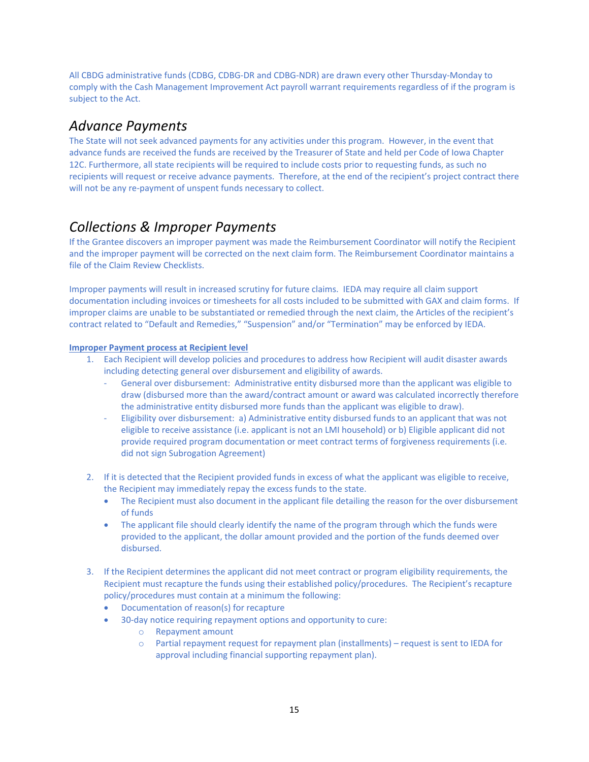All CBDG administrative funds (CDBG, CDBG-DR and CDBG-NDR) are drawn every other Thursday-Monday to comply with the Cash Management Improvement Act payroll warrant requirements regardless of if the program is subject to the Act.

## *Advance Payments*

The State will not seek advanced payments for any activities under this program. However, in the event that advance funds are received the funds are received by the Treasurer of State and held per Code of Iowa Chapter 12C. Furthermore, all state recipients will be required to include costs prior to requesting funds, as such no recipients will request or receive advance payments. Therefore, at the end of the recipient's project contract there will not be any re-payment of unspent funds necessary to collect.

## *Collections & Improper Payments*

If the Grantee discovers an improper payment was made the Reimbursement Coordinator will notify the Recipient and the improper payment will be corrected on the next claim form. The Reimbursement Coordinator maintains a file of the Claim Review Checklists.

Improper payments will result in increased scrutiny for future claims. IEDA may require all claim support documentation including invoices or timesheets for all costs included to be submitted with GAX and claim forms. If improper claims are unable to be substantiated or remedied through the next claim, the Articles of the recipient's contract related to "Default and Remedies," "Suspension" and/or "Termination" may be enforced by IEDA.

**Improper Payment process at Recipient level**

1. Each Recipient will develop policies and procedures to address how Recipient will audit disaster awards including detecting general over disbursement and eligibility of awards.
   - General over disbursement: Administrative entity disbursed more than the applicant was eligible to draw (disbursed more than the award/contract amount or award was calculated incorrectly therefore the administrative entity disbursed more funds than the applicant was eligible to draw).
   - Eligibility over disbursement: a) Administrative entity disbursed funds to an applicant that was not eligible to receive assistance (i.e. applicant is not an LMI household) or b) Eligible applicant did not provide required program documentation or meet contract terms of forgiveness requirements (i.e. did not sign Subrogation Agreement)

2. If it is detected that the Recipient provided funds in excess of what the applicant was eligible to receive, the Recipient may immediately repay the excess funds to the state.
   - The Recipient must also document in the applicant file detailing the reason for the over disbursement of funds
   - The applicant file should clearly identify the name of the program through which the funds were provided to the applicant, the dollar amount provided and the portion of the funds deemed over disbursed.

3. If the Recipient determines the applicant did not meet contract or program eligibility requirements, the Recipient must recapture the funds using their established policy/procedures. The Recipient's recapture policy/procedures must contain at a minimum the following:
   - Documentation of reason(s) for recapture
   - 30-day notice requiring repayment options and opportunity to cure:
     - Repayment amount
     - Partial repayment request for repayment plan (installments) – request is sent to IEDA for approval including financial supporting repayment plan).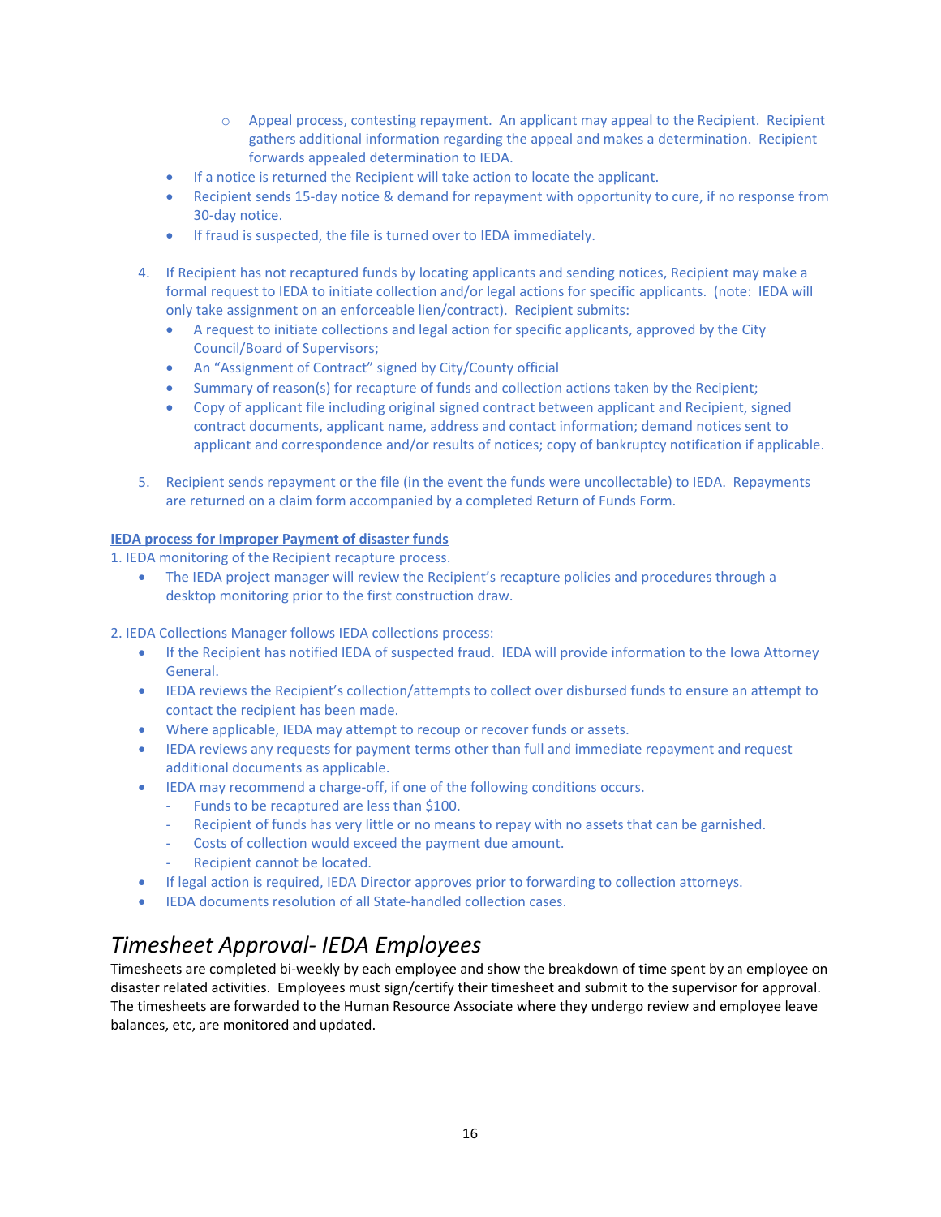- Appeal process, contesting repayment. An applicant may appeal to the Recipient. Recipient gathers additional information regarding the appeal and makes a determination. Recipient forwards appealed determination to IEDA.
  - If a notice is returned the Recipient will take action to locate the applicant.
  - Recipient sends 15-day notice & demand for repayment with opportunity to cure, if no response from 30-day notice.
  - If fraud is suspected, the file is turned over to IEDA immediately.

4. If Recipient has not recaptured funds by locating applicants and sending notices, Recipient may make a formal request to IEDA to initiate collection and/or legal actions for specific applicants. (note: IEDA will only take assignment on an enforceable lien/contract). Recipient submits:
   - A request to initiate collections and legal action for specific applicants, approved by the City Council/Board of Supervisors;
   - An "Assignment of Contract" signed by City/County official
   - Summary of reason(s) for recapture of funds and collection actions taken by the Recipient;
   - Copy of applicant file including original signed contract between applicant and Recipient, signed contract documents, applicant name, address and contact information; demand notices sent to applicant and correspondence and/or results of notices; copy of bankruptcy notification if applicable.

5. Recipient sends repayment or the file (in the event the funds were uncollectable) to IEDA. Repayments are returned on a claim form accompanied by a completed Return of Funds Form.

**IEDA process for Improper Payment of disaster funds**

1. IEDA monitoring of the Recipient recapture process.
   - The IEDA project manager will review the Recipient's recapture policies and procedures through a desktop monitoring prior to the first construction draw.

2. IEDA Collections Manager follows IEDA collections process:
   - If the Recipient has notified IEDA of suspected fraud. IEDA will provide information to the Iowa Attorney General.
   - IEDA reviews the Recipient's collection/attempts to collect over disbursed funds to ensure an attempt to contact the recipient has been made.
   - Where applicable, IEDA may attempt to recoup or recover funds or assets.
   - IEDA reviews any requests for payment terms other than full and immediate repayment and request additional documents as applicable.
   - IEDA may recommend a charge-off, if one of the following conditions occurs.
     - Funds to be recaptured are less than $100.
     - Recipient of funds has very little or no means to repay with no assets that can be garnished.
     - Costs of collection would exceed the payment due amount.
     - Recipient cannot be located.
   - If legal action is required, IEDA Director approves prior to forwarding to collection attorneys.
   - IEDA documents resolution of all State-handled collection cases.

## *Timesheet Approval- IEDA Employees*

Timesheets are completed bi-weekly by each employee and show the breakdown of time spent by an employee on disaster related activities. Employees must sign/certify their timesheet and submit to the supervisor for approval. The timesheets are forwarded to the Human Resource Associate where they undergo review and employee leave balances, etc, are monitored and updated.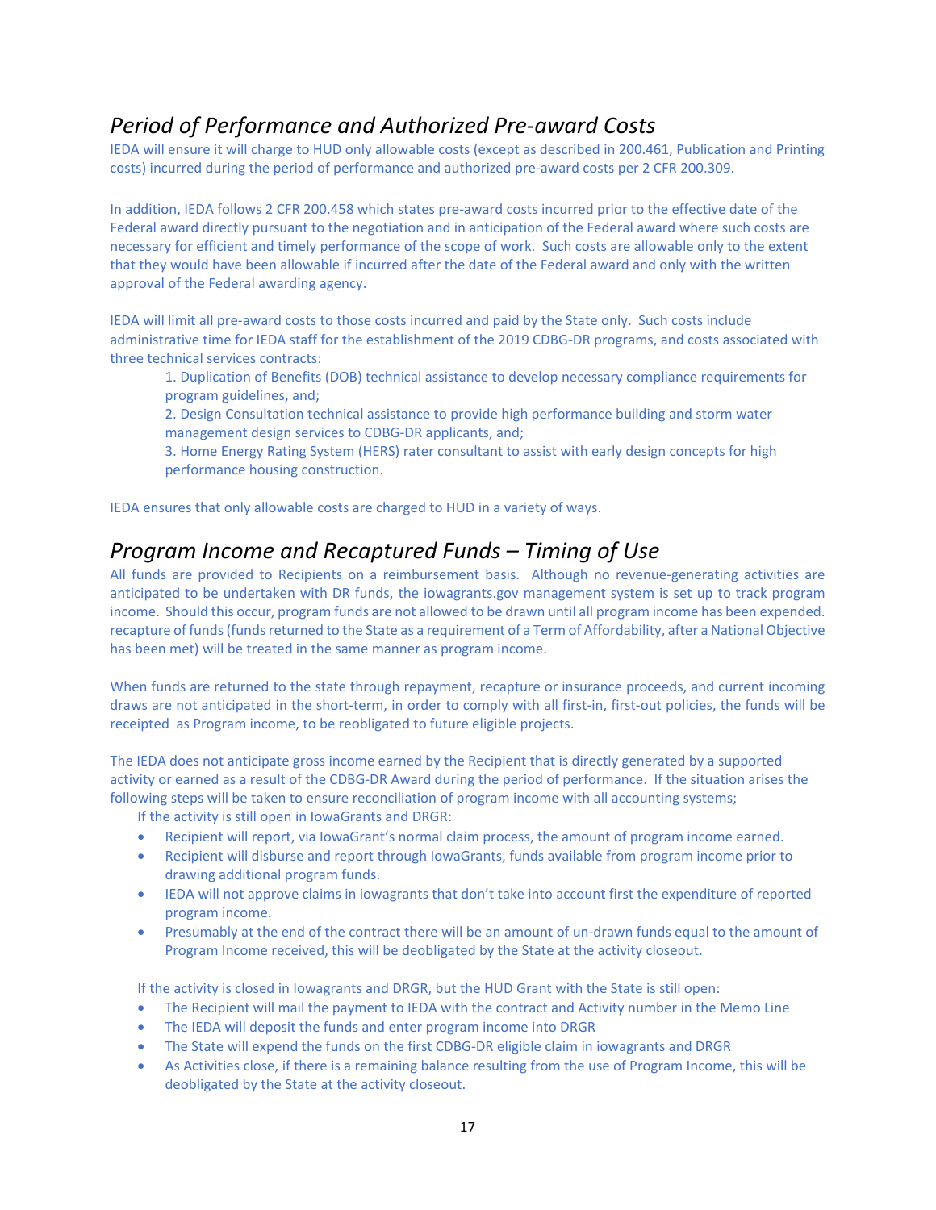## *Period of Performance and Authorized Pre-award Costs*

IEDA will ensure it will charge to HUD only allowable costs (except as described in 200.461, Publication and Printing costs) incurred during the period of performance and authorized pre-award costs per 2 CFR 200.309.

In addition, IEDA follows 2 CFR 200.458 which states pre-award costs incurred prior to the effective date of the Federal award directly pursuant to the negotiation and in anticipation of the Federal award where such costs are necessary for efficient and timely performance of the scope of work. Such costs are allowable only to the extent that they would have been allowable if incurred after the date of the Federal award and only with the written approval of the Federal awarding agency.

IEDA will limit all pre-award costs to those costs incurred and paid by the State only. Such costs include administrative time for IEDA staff for the establishment of the 2019 CDBG-DR programs, and costs associated with three technical services contracts:

1. Duplication of Benefits (DOB) technical assistance to develop necessary compliance requirements for program guidelines, and;
2. Design Consultation technical assistance to provide high performance building and storm water management design services to CDBG-DR applicants, and;
3. Home Energy Rating System (HERS) rater consultant to assist with early design concepts for high performance housing construction.

IEDA ensures that only allowable costs are charged to HUD in a variety of ways.

## *Program Income and Recaptured Funds – Timing of Use*

All funds are provided to Recipients on a reimbursement basis. Although no revenue-generating activities are anticipated to be undertaken with DR funds, the iowagrants.gov management system is set up to track program income. Should this occur, program funds are not allowed to be drawn until all program income has been expended. recapture of funds (funds returned to the State as a requirement of a Term of Affordability, after a National Objective has been met) will be treated in the same manner as program income.

When funds are returned to the state through repayment, recapture or insurance proceeds, and current incoming draws are not anticipated in the short-term, in order to comply with all first-in, first-out policies, the funds will be receipted as Program income, to be reobligated to future eligible projects.

The IEDA does not anticipate gross income earned by the Recipient that is directly generated by a supported activity or earned as a result of the CDBG-DR Award during the period of performance. If the situation arises the following steps will be taken to ensure reconciliation of program income with all accounting systems;

If the activity is still open in IowaGrants and DRGR:

- Recipient will report, via IowaGrant's normal claim process, the amount of program income earned.
- Recipient will disburse and report through IowaGrants, funds available from program income prior to drawing additional program funds.
- IEDA will not approve claims in iowagrants that don't take into account first the expenditure of reported program income.
- Presumably at the end of the contract there will be an amount of un-drawn funds equal to the amount of Program Income received, this will be deobligated by the State at the activity closeout.

If the activity is closed in Iowagrants and DRGR, but the HUD Grant with the State is still open:

- The Recipient will mail the payment to IEDA with the contract and Activity number in the Memo Line
- The IEDA will deposit the funds and enter program income into DRGR
- The State will expend the funds on the first CDBG-DR eligible claim in iowagrants and DRGR
- As Activities close, if there is a remaining balance resulting from the use of Program Income, this will be deobligated by the State at the activity closeout.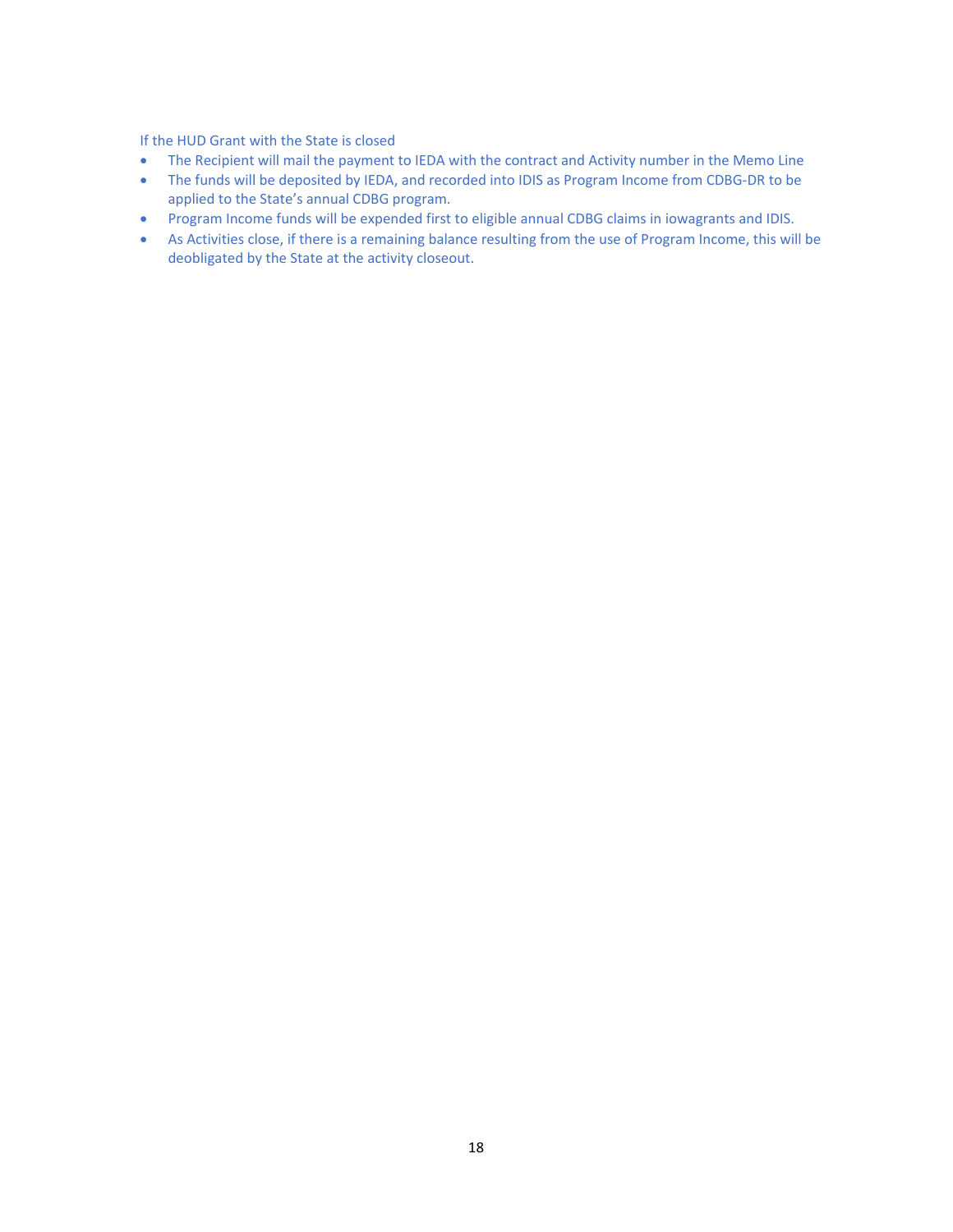If the HUD Grant with the State is closed

- The Recipient will mail the payment to IEDA with the contract and Activity number in the Memo Line
- The funds will be deposited by IEDA, and recorded into IDIS as Program Income from CDBG-DR to be applied to the State's annual CDBG program.
- Program Income funds will be expended first to eligible annual CDBG claims in iowagrants and IDIS.
- As Activities close, if there is a remaining balance resulting from the use of Program Income, this will be deobligated by the State at the activity closeout.